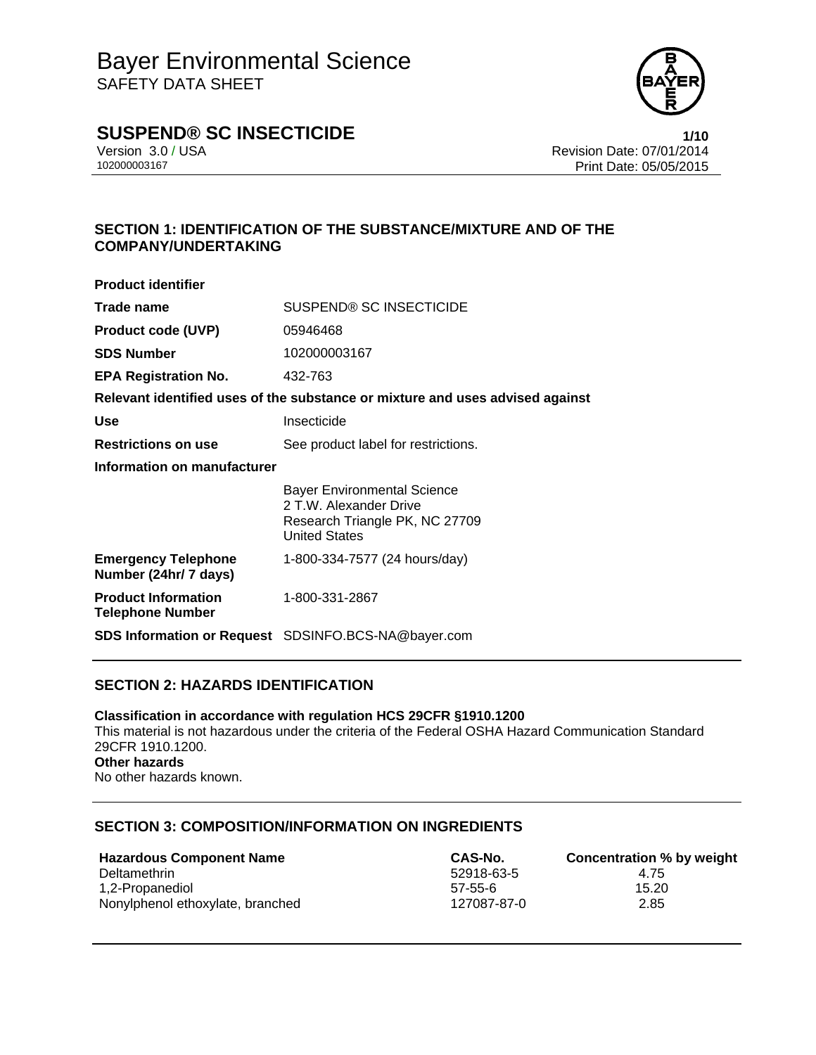# Bayer Environmental Science

SAFETY DATA SHEET

## SUSPEND® SC INSECTICIDE

Version 3.0 / USA
102000003167

Revision Date: 07/01/2014
Print Date: 05/05/2015

## SECTION 1: IDENTIFICATION OF THE SUBSTANCE/MIXTURE AND OF THE COMPANY/UNDERTAKING

**Product identifier**

| | |
|---|---|
| **Trade name** | SUSPEND® SC INSECTICIDE |
| **Product code (UVP)** | 05946468 |
| **SDS Number** | 102000003167 |
| **EPA Registration No.** | 432-763 |

**Relevant identified uses of the substance or mixture and uses advised against**

| | |
|---|---|
| **Use** | Insecticide |
| **Restrictions on use** | See product label for restrictions. |

**Information on manufacturer**

| | |
|---|---|
| | Bayer Environmental Science<br>2 T.W. Alexander Drive<br>Research Triangle PK, NC 27709<br>United States |
| **Emergency Telephone Number (24hr/ 7 days)** | 1-800-334-7577 (24 hours/day) |
| **Product Information Telephone Number** | 1-800-331-2867 |
| **SDS Information or Request** | SDSINFO.BCS-NA@bayer.com |

## SECTION 2: HAZARDS IDENTIFICATION

**Classification in accordance with regulation HCS 29CFR §1910.1200**
This material is not hazardous under the criteria of the Federal OSHA Hazard Communication Standard 29CFR 1910.1200.
**Other hazards**
No other hazards known.

## SECTION 3: COMPOSITION/INFORMATION ON INGREDIENTS

| Hazardous Component Name | CAS-No. | Concentration % by weight |
|---|---|---|
| Deltamethrin | 52918-63-5 | 4.75 |
| 1,2-Propanediol | 57-55-6 | 15.20 |
| Nonylphenol ethoxylate, branched | 127087-87-0 | 2.85 |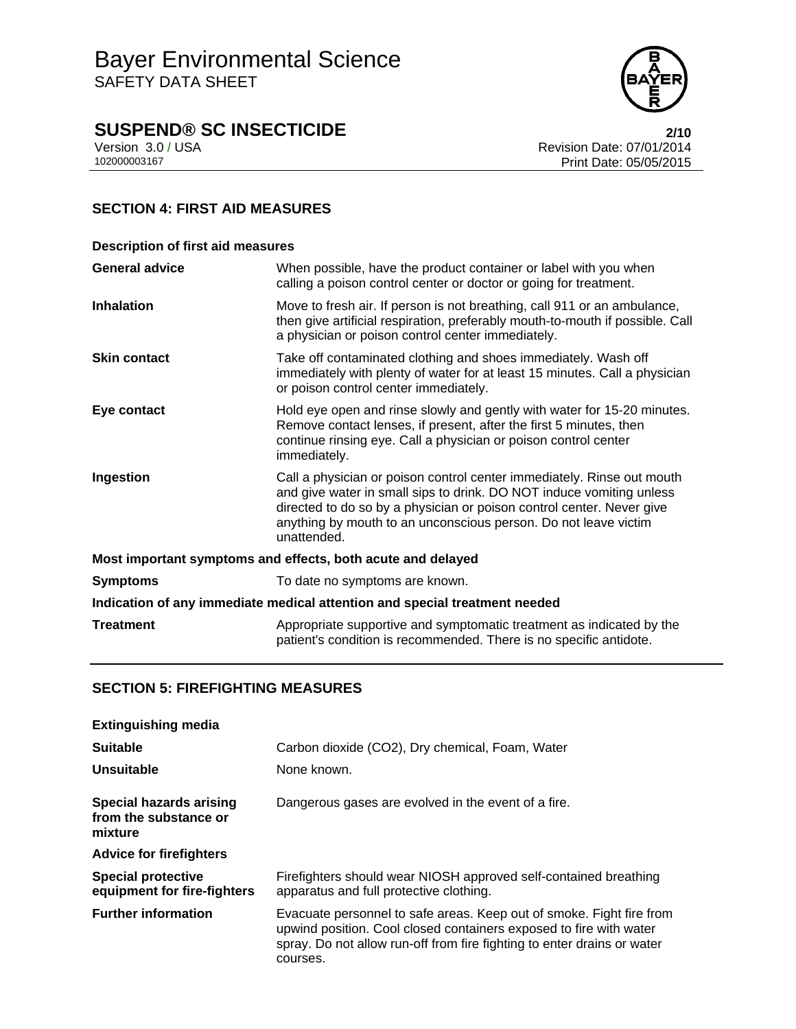## SECTION 4: FIRST AID MEASURES

**Description of first aid measures**

| | |
|---|---|
| **General advice** | When possible, have the product container or label with you when calling a poison control center or doctor or going for treatment. |
| **Inhalation** | Move to fresh air. If person is not breathing, call 911 or an ambulance, then give artificial respiration, preferably mouth-to-mouth if possible. Call a physician or poison control center immediately. |
| **Skin contact** | Take off contaminated clothing and shoes immediately. Wash off immediately with plenty of water for at least 15 minutes. Call a physician or poison control center immediately. |
| **Eye contact** | Hold eye open and rinse slowly and gently with water for 15-20 minutes. Remove contact lenses, if present, after the first 5 minutes, then continue rinsing eye. Call a physician or poison control center immediately. |
| **Ingestion** | Call a physician or poison control center immediately. Rinse out mouth and give water in small sips to drink. DO NOT induce vomiting unless directed to do so by a physician or poison control center. Never give anything by mouth to an unconscious person. Do not leave victim unattended. |

**Most important symptoms and effects, both acute and delayed**

| | |
|---|---|
| **Symptoms** | To date no symptoms are known. |

**Indication of any immediate medical attention and special treatment needed**

| | |
|---|---|
| **Treatment** | Appropriate supportive and symptomatic treatment as indicated by the patient's condition is recommended. There is no specific antidote. |

## SECTION 5: FIREFIGHTING MEASURES

**Extinguishing media**

| | |
|---|---|
| **Suitable** | Carbon dioxide ($CO_2$), Dry chemical, Foam, Water |
| **Unsuitable** | None known. |
| **Special hazards arising from the substance or mixture** | Dangerous gases are evolved in the event of a fire. |

**Advice for firefighters**

| | |
|---|---|
| **Special protective equipment for fire-fighters** | Firefighters should wear NIOSH approved self-contained breathing apparatus and full protective clothing. |
| **Further information** | Evacuate personnel to safe areas. Keep out of smoke. Fight fire from upwind position. Cool closed containers exposed to fire with water spray. Do not allow run-off from fire fighting to enter drains or water courses. |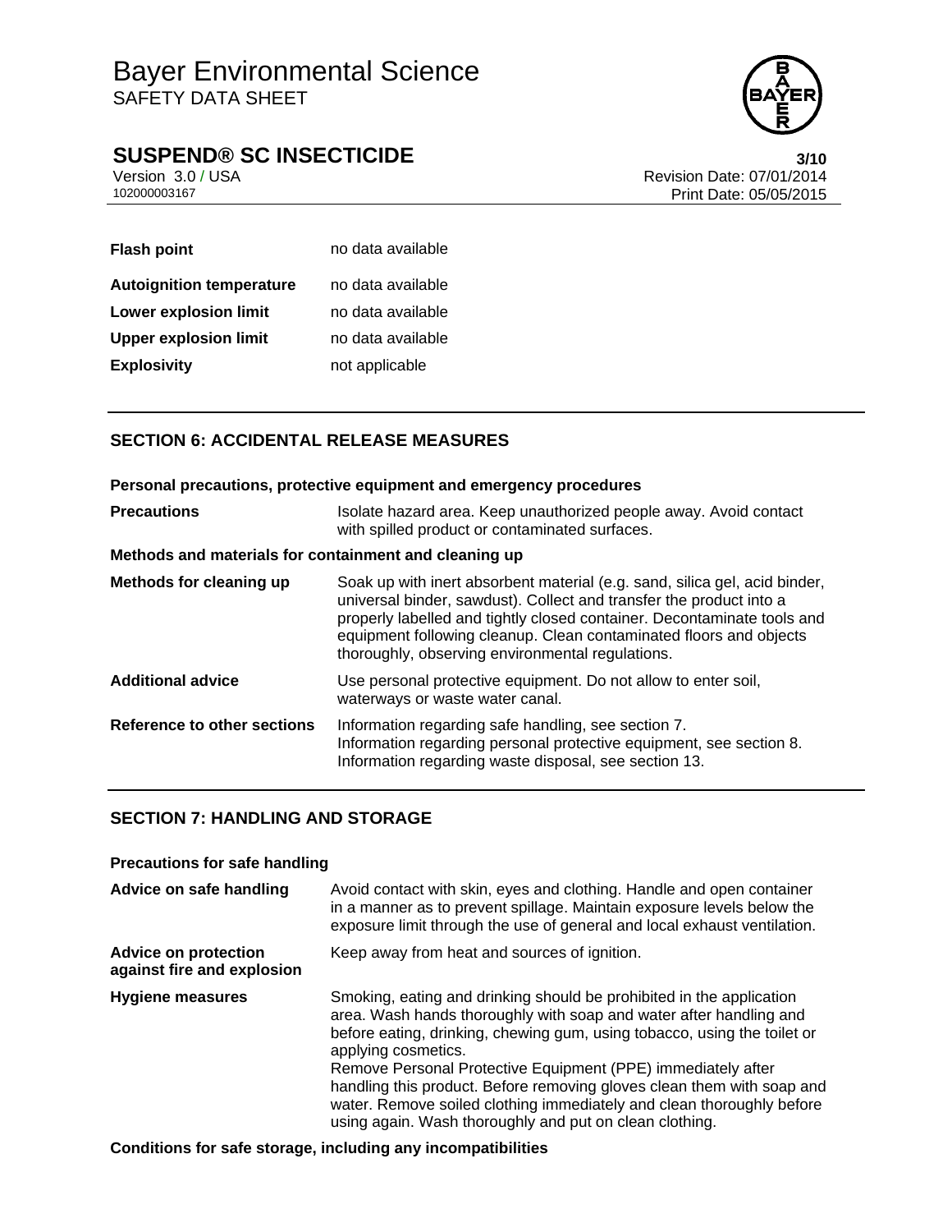| | |
|---|---|
| **Flash point** | no data available |
| **Autoignition temperature** | no data available |
| **Lower explosion limit** | no data available |
| **Upper explosion limit** | no data available |
| **Explosivity** | not applicable |

## SECTION 6: ACCIDENTAL RELEASE MEASURES

**Personal precautions, protective equipment and emergency procedures**

| | |
|---|---|
| **Precautions** | Isolate hazard area. Keep unauthorized people away. Avoid contact with spilled product or contaminated surfaces. |

**Methods and materials for containment and cleaning up**

| | |
|---|---|
| **Methods for cleaning up** | Soak up with inert absorbent material (e.g. sand, silica gel, acid binder, universal binder, sawdust). Collect and transfer the product into a properly labelled and tightly closed container. Decontaminate tools and equipment following cleanup. Clean contaminated floors and objects thoroughly, observing environmental regulations. |
| **Additional advice** | Use personal protective equipment. Do not allow to enter soil, waterways or waste water canal. |
| **Reference to other sections** | Information regarding safe handling, see section 7.<br>Information regarding personal protective equipment, see section 8.<br>Information regarding waste disposal, see section 13. |

## SECTION 7: HANDLING AND STORAGE

**Precautions for safe handling**

| | |
|---|---|
| **Advice on safe handling** | Avoid contact with skin, eyes and clothing. Handle and open container in a manner as to prevent spillage. Maintain exposure levels below the exposure limit through the use of general and local exhaust ventilation. |
| **Advice on protection against fire and explosion** | Keep away from heat and sources of ignition. |
| **Hygiene measures** | Smoking, eating and drinking should be prohibited in the application area. Wash hands thoroughly with soap and water after handling and before eating, drinking, chewing gum, using tobacco, using the toilet or applying cosmetics.<br>Remove Personal Protective Equipment (PPE) immediately after handling this product. Before removing gloves clean them with soap and water. Remove soiled clothing immediately and clean thoroughly before using again. Wash thoroughly and put on clean clothing. |

**Conditions for safe storage, including any incompatibilities**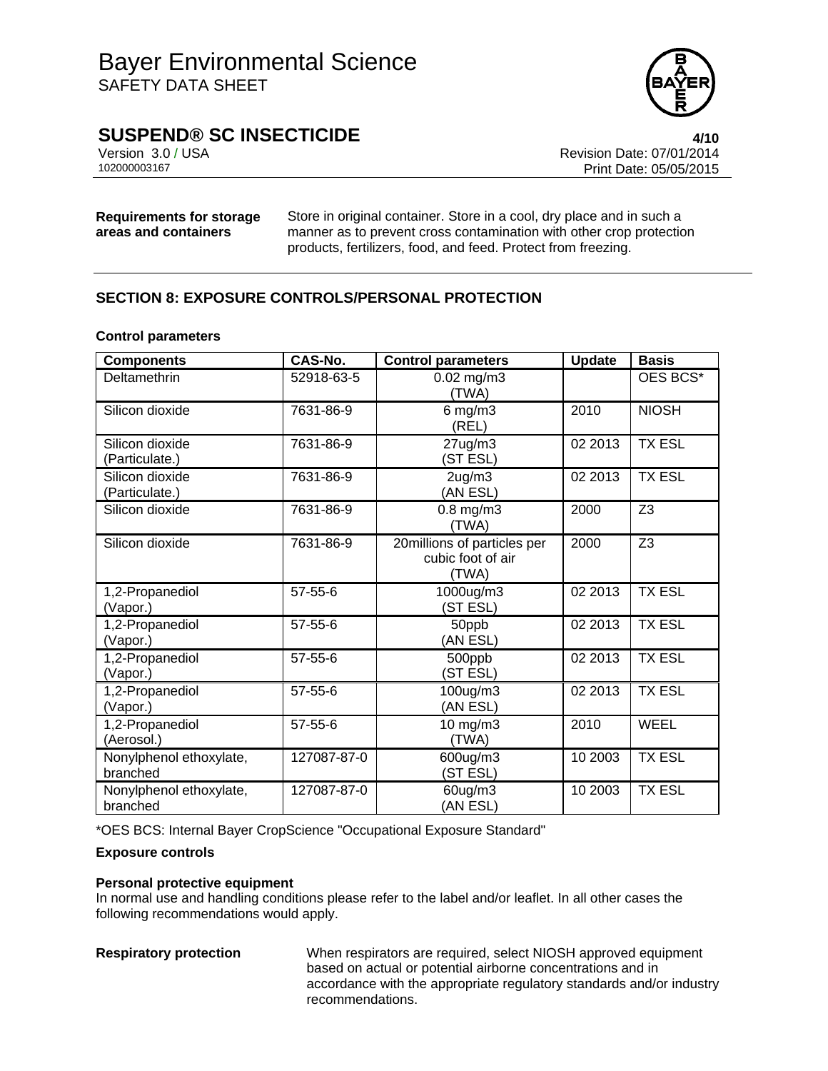**Requirements for storage areas and containers**

Store in original container. Store in a cool, dry place and in such a manner as to prevent cross contamination with other crop protection products, fertilizers, food, and feed. Protect from freezing.

## SECTION 8: EXPOSURE CONTROLS/PERSONAL PROTECTION

**Control parameters**

| Components | CAS-No. | Control parameters | Update | Basis |
|---|---|---|---|---|
| Deltamethrin | 52918-63-5 | 0.02 mg/m3 (TWA) | | OES BCS* |
| Silicon dioxide | 7631-86-9 | 6 mg/m3 (REL) | 2010 | NIOSH |
| Silicon dioxide (Particulate.) | 7631-86-9 | 27ug/m3 (ST ESL) | 02 2013 | TX ESL |
| Silicon dioxide (Particulate.) | 7631-86-9 | 2ug/m3 (AN ESL) | 02 2013 | TX ESL |
| Silicon dioxide | 7631-86-9 | 0.8 mg/m3 (TWA) | 2000 | Z3 |
| Silicon dioxide | 7631-86-9 | 20millions of particles per cubic foot of air (TWA) | 2000 | Z3 |
| 1,2-Propanediol (Vapor.) | 57-55-6 | 1000ug/m3 (ST ESL) | 02 2013 | TX ESL |
| 1,2-Propanediol (Vapor.) | 57-55-6 | 50ppb (AN ESL) | 02 2013 | TX ESL |
| 1,2-Propanediol (Vapor.) | 57-55-6 | 500ppb (ST ESL) | 02 2013 | TX ESL |
| 1,2-Propanediol (Vapor.) | 57-55-6 | 100ug/m3 (AN ESL) | 02 2013 | TX ESL |
| 1,2-Propanediol (Aerosol.) | 57-55-6 | 10 mg/m3 (TWA) | 2010 | WEEL |
| Nonylphenol ethoxylate, branched | 127087-87-0 | 600ug/m3 (ST ESL) | 10 2003 | TX ESL |
| Nonylphenol ethoxylate, branched | 127087-87-0 | 60ug/m3 (AN ESL) | 10 2003 | TX ESL |

*OES BCS: Internal Bayer CropScience "Occupational Exposure Standard"

**Exposure controls**

**Personal protective equipment**

In normal use and handling conditions please refer to the label and/or leaflet. In all other cases the following recommendations would apply.

**Respiratory protection**

When respirators are required, select NIOSH approved equipment based on actual or potential airborne concentrations and in accordance with the appropriate regulatory standards and/or industry recommendations.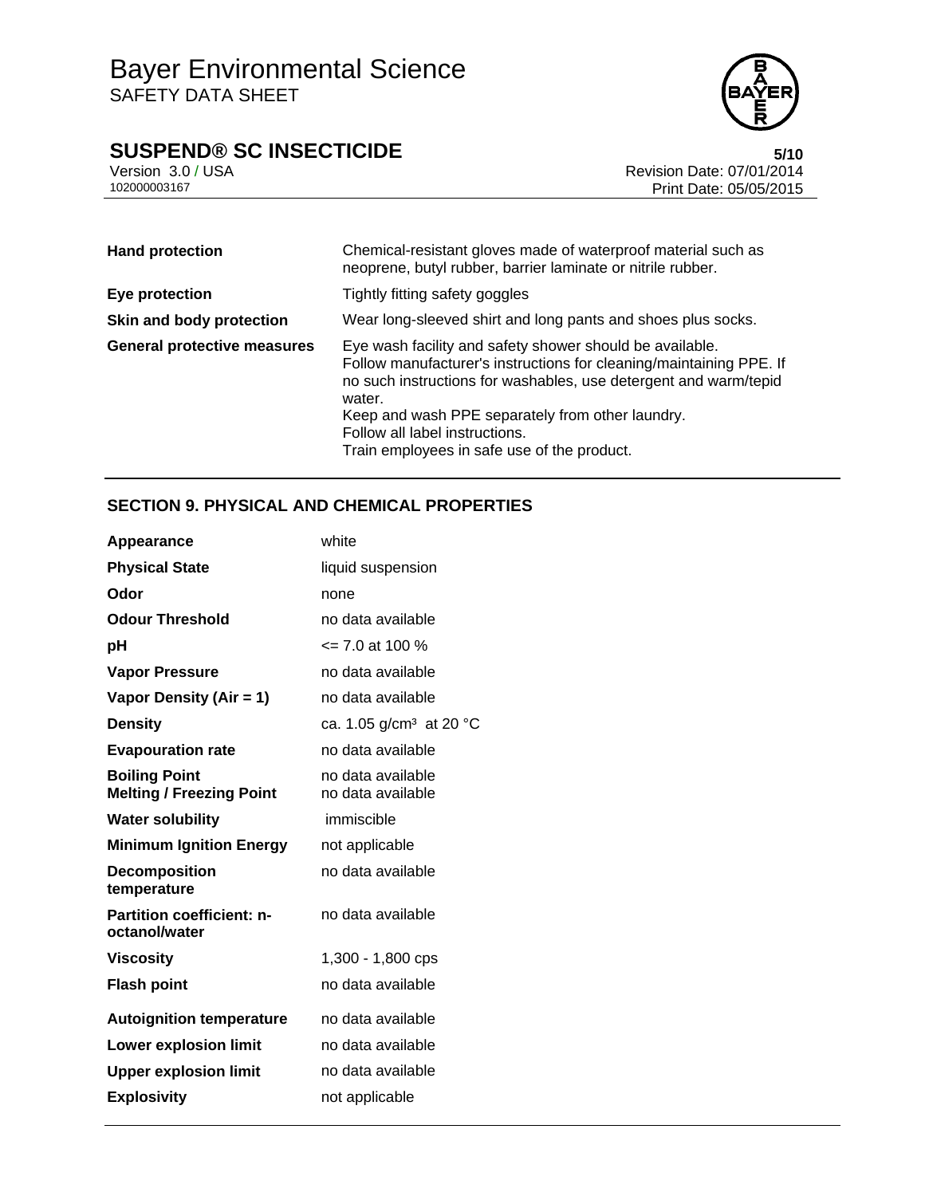| | |
|---|---|
| **Hand protection** | Chemical-resistant gloves made of waterproof material such as neoprene, butyl rubber, barrier laminate or nitrile rubber. |
| **Eye protection** | Tightly fitting safety goggles |
| **Skin and body protection** | Wear long-sleeved shirt and long pants and shoes plus socks. |
| **General protective measures** | Eye wash facility and safety shower should be available.<br>Follow manufacturer's instructions for cleaning/maintaining PPE. If no such instructions for washables, use detergent and warm/tepid water.<br>Keep and wash PPE separately from other laundry.<br>Follow all label instructions.<br>Train employees in safe use of the product. |

## SECTION 9. PHYSICAL AND CHEMICAL PROPERTIES

| | |
|---|---|
| **Appearance** | white |
| **Physical State** | liquid suspension |
| **Odor** | none |
| **Odour Threshold** | no data available |
| **pH** | <= 7.0 at 100 % |
| **Vapor Pressure** | no data available |
| **Vapor Density (Air = 1)** | no data available |
| **Density** | ca. 1.05 g/cm³ at 20 °C |
| **Evapouration rate** | no data available |
| **Boiling Point** | no data available |
| **Melting / Freezing Point** | no data available |
| **Water solubility** | immiscible |
| **Minimum Ignition Energy** | not applicable |
| **Decomposition temperature** | no data available |
| **Partition coefficient: n-octanol/water** | no data available |
| **Viscosity** | 1,300 - 1,800 cps |
| **Flash point** | no data available |
| **Autoignition temperature** | no data available |
| **Lower explosion limit** | no data available |
| **Upper explosion limit** | no data available |
| **Explosivity** | not applicable |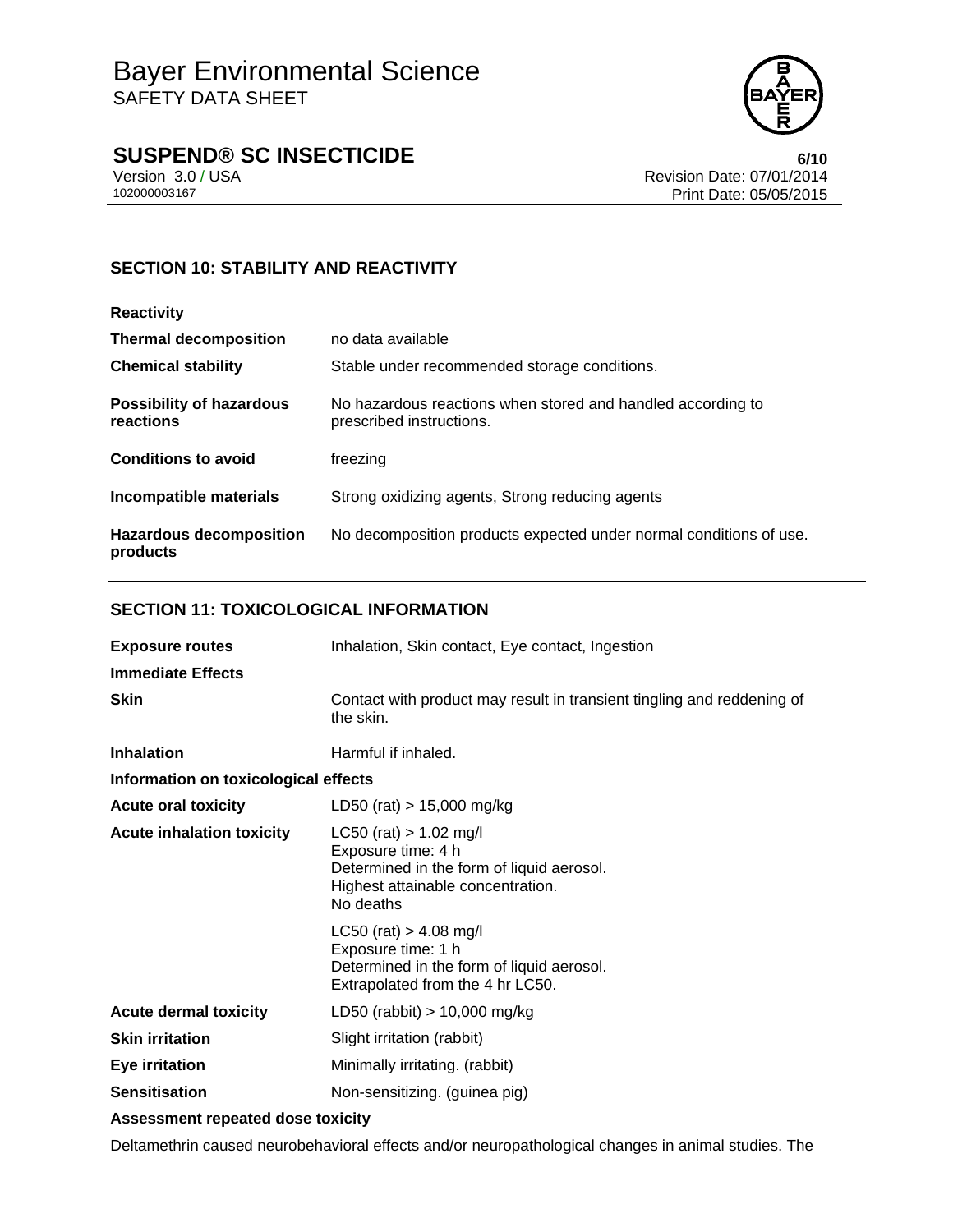## SECTION 10: STABILITY AND REACTIVITY

| | |
|---|---|
| **Reactivity** | |
| **Thermal decomposition** | no data available |
| **Chemical stability** | Stable under recommended storage conditions. |
| **Possibility of hazardous reactions** | No hazardous reactions when stored and handled according to prescribed instructions. |
| **Conditions to avoid** | freezing |
| **Incompatible materials** | Strong oxidizing agents, Strong reducing agents |
| **Hazardous decomposition products** | No decomposition products expected under normal conditions of use. |

## SECTION 11: TOXICOLOGICAL INFORMATION

| | |
|---|---|
| **Exposure routes** | Inhalation, Skin contact, Eye contact, Ingestion |
| **Immediate Effects** | |
| **Skin** | Contact with product may result in transient tingling and reddening of the skin. |
| **Inhalation** | Harmful if inhaled. |

**Information on toxicological effects**

| | |
|---|---|
| **Acute oral toxicity** | LD50 (rat) > 15,000 mg/kg |
| **Acute inhalation toxicity** | LC50 (rat) > 1.02 mg/l<br>Exposure time: 4 h<br>Determined in the form of liquid aerosol.<br>Highest attainable concentration.<br>No deaths |
| | LC50 (rat) > 4.08 mg/l<br>Exposure time: 1 h<br>Determined in the form of liquid aerosol.<br>Extrapolated from the 4 hr LC50. |
| **Acute dermal toxicity** | LD50 (rabbit) > 10,000 mg/kg |
| **Skin irritation** | Slight irritation (rabbit) |
| **Eye irritation** | Minimally irritating. (rabbit) |
| **Sensitisation** | Non-sensitizing. (guinea pig) |

**Assessment repeated dose toxicity**

Deltamethrin caused neurobehavioral effects and/or neuropathological changes in animal studies. The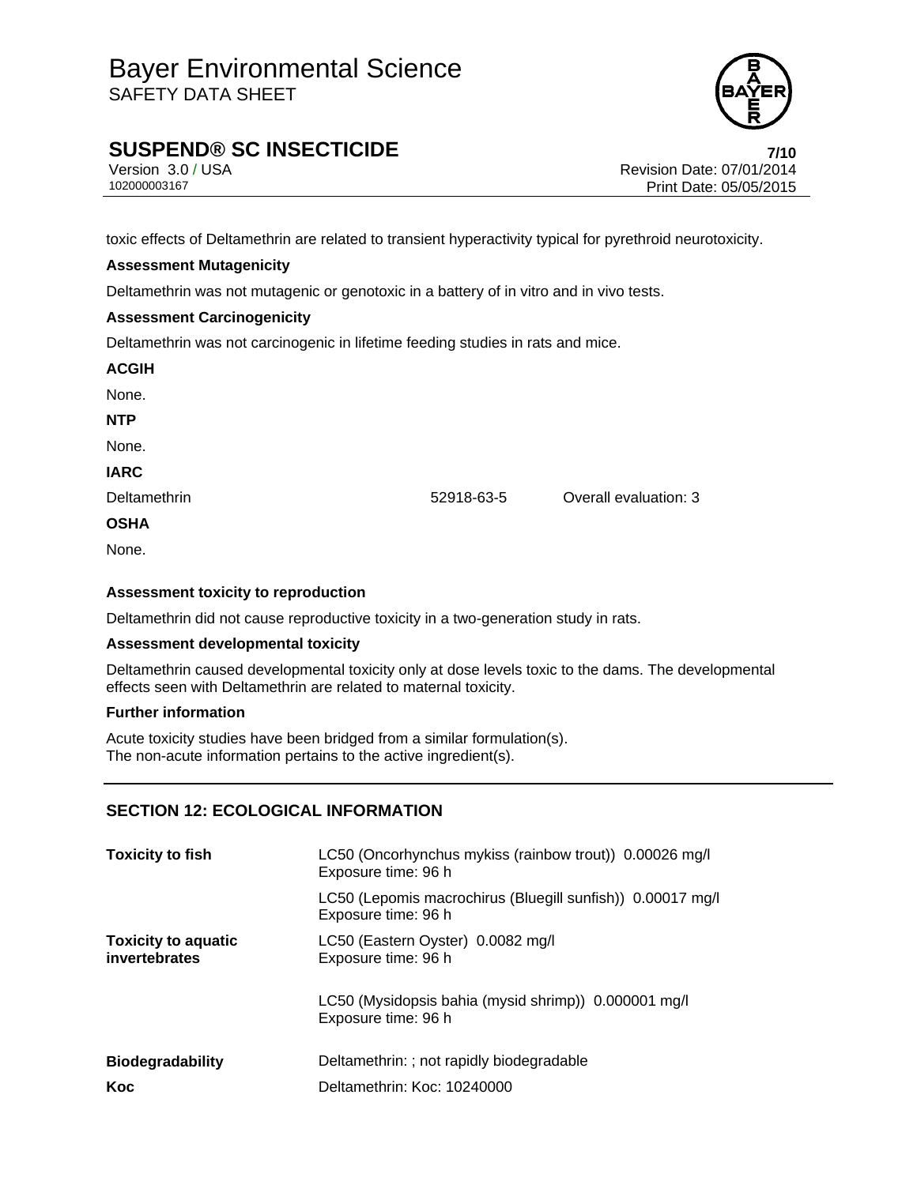toxic effects of Deltamethrin are related to transient hyperactivity typical for pyrethroid neurotoxicity.

**Assessment Mutagenicity**

Deltamethrin was not mutagenic or genotoxic in a battery of in vitro and in vivo tests.

**Assessment Carcinogenicity**

Deltamethrin was not carcinogenic in lifetime feeding studies in rats and mice.

**ACGIH**

None.

**NTP**

None.

**IARC**

| | | |
|---|---|---|
| Deltamethrin | 52918-63-5 | Overall evaluation: 3 |

**OSHA**

None.

**Assessment toxicity to reproduction**

Deltamethrin did not cause reproductive toxicity in a two-generation study in rats.

**Assessment developmental toxicity**

Deltamethrin caused developmental toxicity only at dose levels toxic to the dams. The developmental effects seen with Deltamethrin are related to maternal toxicity.

**Further information**

Acute toxicity studies have been bridged from a similar formulation(s).
The non-acute information pertains to the active ingredient(s).

## SECTION 12: ECOLOGICAL INFORMATION

| | |
|---|---|
| **Toxicity to fish** | LC50 (Oncorhynchus mykiss (rainbow trout)) 0.00026 mg/l<br>Exposure time: 96 h |
| | LC50 (Lepomis macrochirus (Bluegill sunfish)) 0.00017 mg/l<br>Exposure time: 96 h |
| **Toxicity to aquatic invertebrates** | LC50 (Eastern Oyster) 0.0082 mg/l<br>Exposure time: 96 h |
| | LC50 (Mysidopsis bahia (mysid shrimp)) 0.000001 mg/l<br>Exposure time: 96 h |
| **Biodegradability** | Deltamethrin: ; not rapidly biodegradable |
| **Koc** | Deltamethrin: Koc: 10240000 |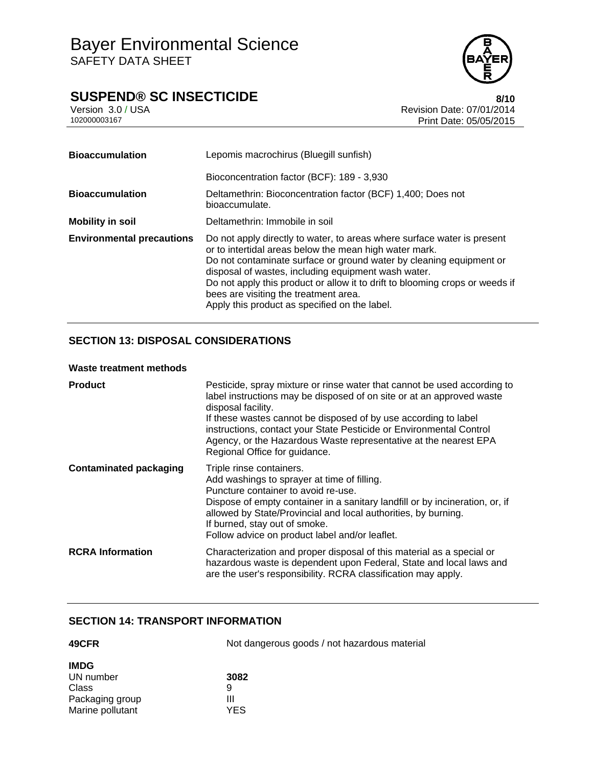| | |
|---|---|
| **Bioaccumulation** | Lepomis macrochirus (Bluegill sunfish)<br><br>Bioconcentration factor (BCF): 189 - 3,930 |
| **Bioaccumulation** | Deltamethrin: Bioconcentration factor (BCF) 1,400; Does not bioaccumulate. |
| **Mobility in soil** | Deltamethrin: Immobile in soil |
| **Environmental precautions** | Do not apply directly to water, to areas where surface water is present or to intertidal areas below the mean high water mark.<br>Do not contaminate surface or ground water by cleaning equipment or disposal of wastes, including equipment wash water.<br>Do not apply this product or allow it to drift to blooming crops or weeds if bees are visiting the treatment area.<br>Apply this product as specified on the label. |

## SECTION 13: DISPOSAL CONSIDERATIONS

**Waste treatment methods**

| | |
|---|---|
| **Product** | Pesticide, spray mixture or rinse water that cannot be used according to label instructions may be disposed of on site or at an approved waste disposal facility.<br>If these wastes cannot be disposed of by use according to label instructions, contact your State Pesticide or Environmental Control Agency, or the Hazardous Waste representative at the nearest EPA Regional Office for guidance. |
| **Contaminated packaging** | Triple rinse containers.<br>Add washings to sprayer at time of filling.<br>Puncture container to avoid re-use.<br>Dispose of empty container in a sanitary landfill or by incineration, or, if allowed by State/Provincial and local authorities, by burning.<br>If burned, stay out of smoke.<br>Follow advice on product label and/or leaflet. |
| **RCRA Information** | Characterization and proper disposal of this material as a special or hazardous waste is dependent upon Federal, State and local laws and are the user's responsibility. RCRA classification may apply. |

## SECTION 14: TRANSPORT INFORMATION

| | |
|---|---|
| **49CFR** | Not dangerous goods / not hazardous material |

**IMDG**

| | |
|---|---|
| UN number | **3082** |
| Class | 9 |
| Packaging group | III |
| Marine pollutant | YES |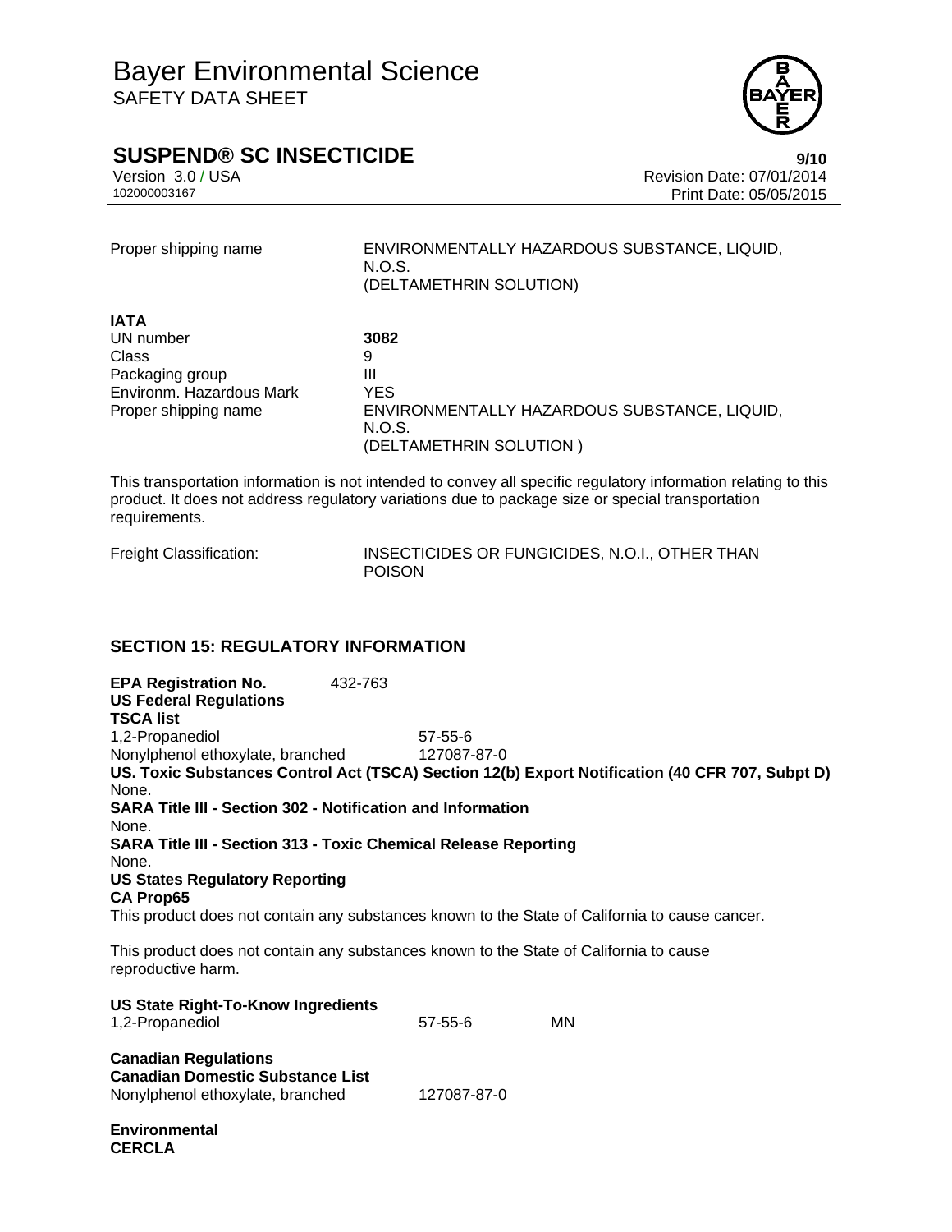| | |
|---|---|
| Proper shipping name | ENVIRONMENTALLY HAZARDOUS SUBSTANCE, LIQUID, N.O.S. (DELTAMETHRIN SOLUTION) |

**IATA**

| | |
|---|---|
| UN number | **3082** |
| Class | 9 |
| Packaging group | III |
| Environm. Hazardous Mark | YES |
| Proper shipping name | ENVIRONMENTALLY HAZARDOUS SUBSTANCE, LIQUID, N.O.S. (DELTAMETHRIN SOLUTION ) |

This transportation information is not intended to convey all specific regulatory information relating to this product. It does not address regulatory variations due to package size or special transportation requirements.

| | |
|---|---|
| Freight Classification: | INSECTICIDES OR FUNGICIDES, N.O.I., OTHER THAN POISON |

## SECTION 15: REGULATORY INFORMATION

**EPA Registration No.** 432-763

**US Federal Regulations**

**TSCA list**

| | |
|---|---|
| 1,2-Propanediol | 57-55-6 |
| Nonylphenol ethoxylate, branched | 127087-87-0 |

**US. Toxic Substances Control Act (TSCA) Section 12(b) Export Notification (40 CFR 707, Subpt D)**

None.

**SARA Title III - Section 302 - Notification and Information**

None.

**SARA Title III - Section 313 - Toxic Chemical Release Reporting**

None.

**US States Regulatory Reporting**

**CA Prop65**

This product does not contain any substances known to the State of California to cause cancer.

This product does not contain any substances known to the State of California to cause reproductive harm.

**US State Right-To-Know Ingredients**

| | | |
|---|---|---|
| 1,2-Propanediol | 57-55-6 | MN |

**Canadian Regulations**

**Canadian Domestic Substance List**

| | |
|---|---|
| Nonylphenol ethoxylate, branched | 127087-87-0 |

**Environmental**

**CERCLA**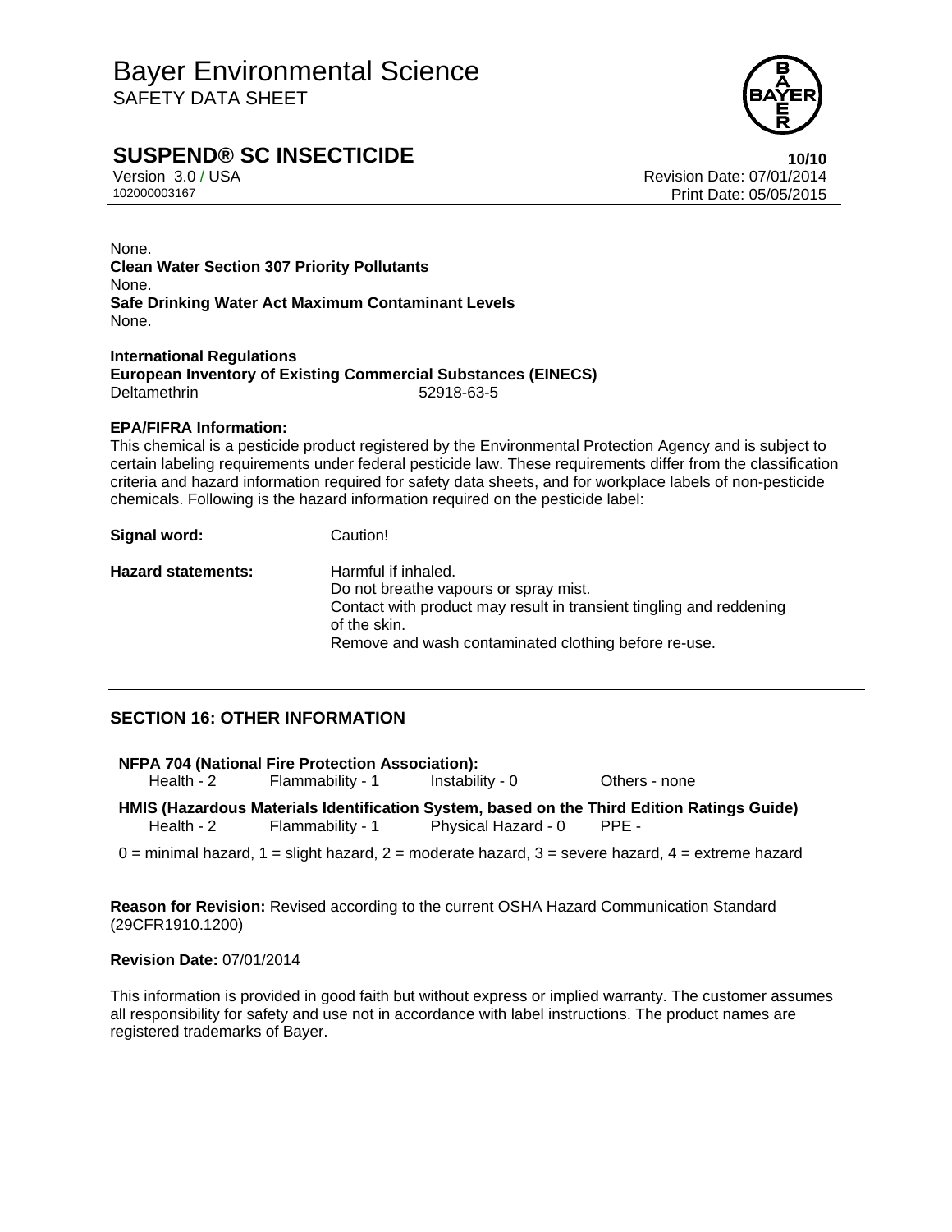None.

**Clean Water Section 307 Priority Pollutants**

None.

**Safe Drinking Water Act Maximum Contaminant Levels**

None.

**International Regulations**

**European Inventory of Existing Commercial Substances (EINECS)**

| | |
|---|---|
| Deltamethrin | 52918-63-5 |

**EPA/FIFRA Information:**

This chemical is a pesticide product registered by the Environmental Protection Agency and is subject to certain labeling requirements under federal pesticide law. These requirements differ from the classification criteria and hazard information required for safety data sheets, and for workplace labels of non-pesticide chemicals. Following is the hazard information required on the pesticide label:

| | |
|---|---|
| **Signal word:** | Caution! |
| **Hazard statements:** | Harmful if inhaled.<br>Do not breathe vapours or spray mist.<br>Contact with product may result in transient tingling and reddening of the skin.<br>Remove and wash contaminated clothing before re-use. |

## SECTION 16: OTHER INFORMATION

**NFPA 704 (National Fire Protection Association):**

| | | | |
|---|---|---|---|
| Health - 2 | Flammability - 1 | Instability - 0 | Others - none |

**HMIS (Hazardous Materials Identification System, based on the Third Edition Ratings Guide)**

| | | | |
|---|---|---|---|
| Health - 2 | Flammability - 1 | Physical Hazard - 0 | PPE - |

0 = minimal hazard, 1 = slight hazard, 2 = moderate hazard, 3 = severe hazard, 4 = extreme hazard

**Reason for Revision:** Revised according to the current OSHA Hazard Communication Standard (29CFR1910.1200)

**Revision Date:** 07/01/2014

This information is provided in good faith but without express or implied warranty. The customer assumes all responsibility for safety and use not in accordance with label instructions. The product names are registered trademarks of Bayer.